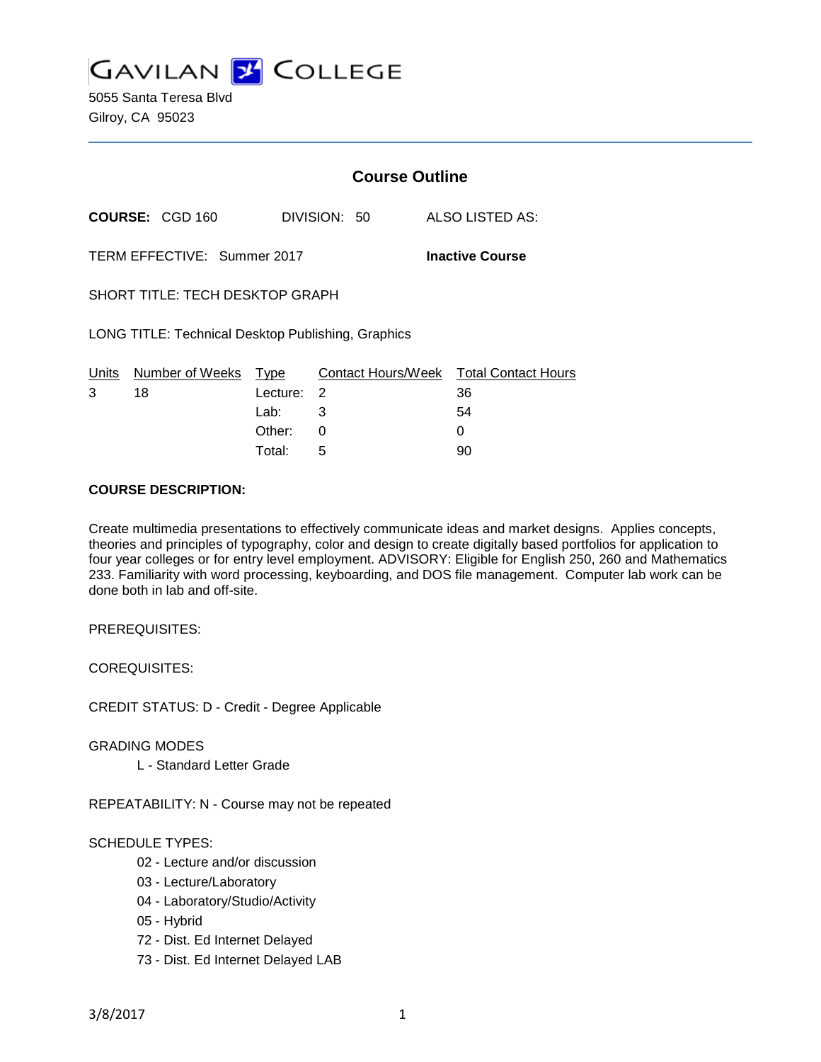GAVILAN COLLEGE

5055 Santa Teresa Blvd
Gilroy, CA 95023

# Course Outline

**COURSE:** CGD 160 DIVISION: 50 ALSO LISTED AS:

TERM EFFECTIVE: Summer 2017 **Inactive Course**

SHORT TITLE: TECH DESKTOP GRAPH

LONG TITLE: Technical Desktop Publishing, Graphics

| Units | Number of Weeks | Type | Contact Hours/Week | Total Contact Hours |
|---|---|---|---|---|
| 3 | 18 | Lecture: | 2 | 36 |
| | | Lab: | 3 | 54 |
| | | Other: | 0 | 0 |
| | | Total: | 5 | 90 |

**COURSE DESCRIPTION:**

Create multimedia presentations to effectively communicate ideas and market designs. Applies concepts, theories and principles of typography, color and design to create digitally based portfolios for application to four year colleges or for entry level employment. ADVISORY: Eligible for English 250, 260 and Mathematics 233. Familiarity with word processing, keyboarding, and DOS file management. Computer lab work can be done both in lab and off-site.

PREREQUISITES:

COREQUISITES:

CREDIT STATUS: D - Credit - Degree Applicable

GRADING MODES

L - Standard Letter Grade

REPEATABILITY: N - Course may not be repeated

SCHEDULE TYPES:

02 - Lecture and/or discussion
03 - Lecture/Laboratory
04 - Laboratory/Studio/Activity
05 - Hybrid
72 - Dist. Ed Internet Delayed
73 - Dist. Ed Internet Delayed LAB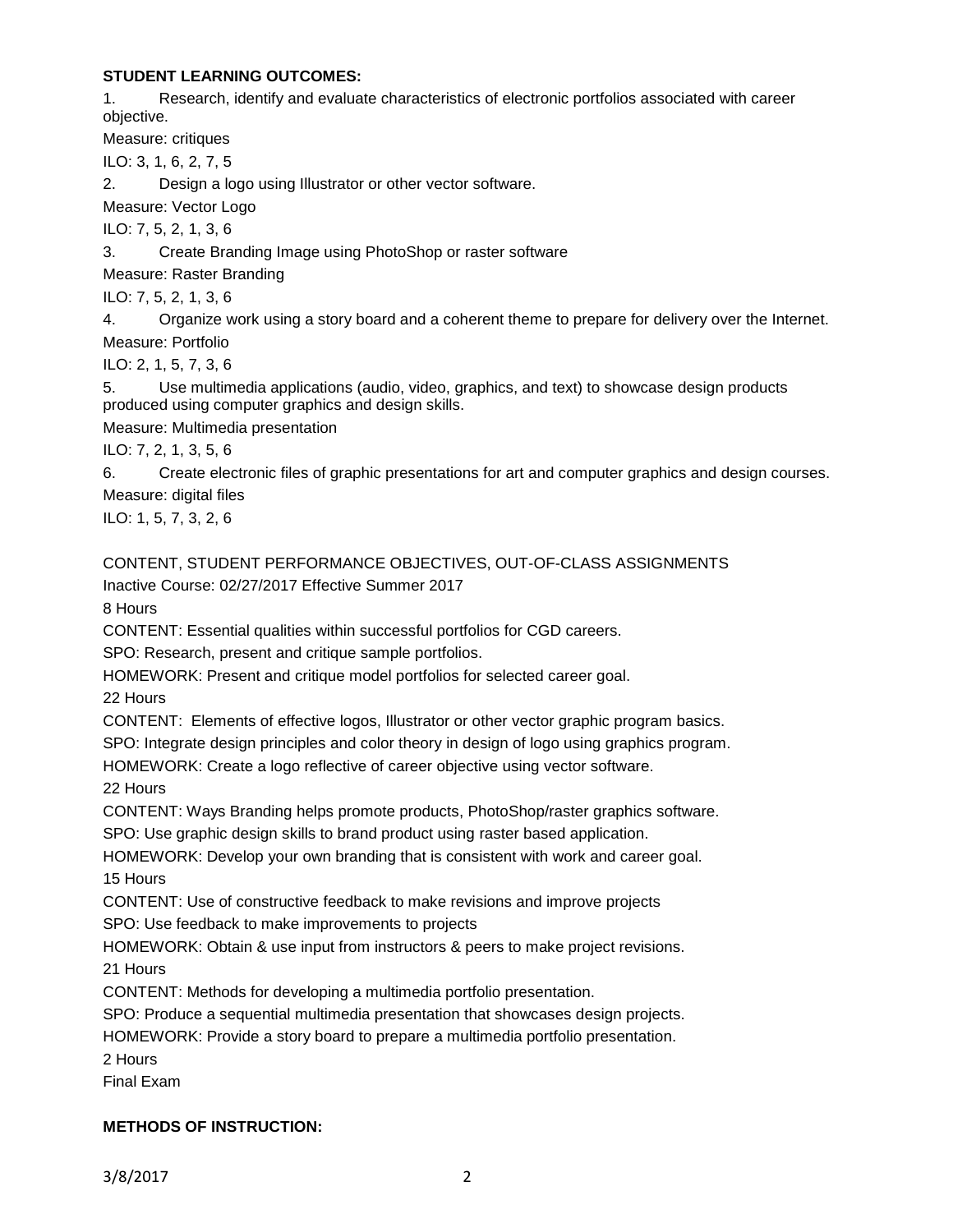**STUDENT LEARNING OUTCOMES:**

1. Research, identify and evaluate characteristics of electronic portfolios associated with career objective.

Measure: critiques

ILO: 3, 1, 6, 2, 7, 5

2. Design a logo using Illustrator or other vector software.

Measure: Vector Logo

ILO: 7, 5, 2, 1, 3, 6

3. Create Branding Image using PhotoShop or raster software

Measure: Raster Branding

ILO: 7, 5, 2, 1, 3, 6

4. Organize work using a story board and a coherent theme to prepare for delivery over the Internet.

Measure: Portfolio

ILO: 2, 1, 5, 7, 3, 6

5. Use multimedia applications (audio, video, graphics, and text) to showcase design products produced using computer graphics and design skills.

Measure: Multimedia presentation

ILO: 7, 2, 1, 3, 5, 6

6. Create electronic files of graphic presentations for art and computer graphics and design courses.

Measure: digital files

ILO: 1, 5, 7, 3, 2, 6

CONTENT, STUDENT PERFORMANCE OBJECTIVES, OUT-OF-CLASS ASSIGNMENTS

Inactive Course: 02/27/2017 Effective Summer 2017

8 Hours

CONTENT: Essential qualities within successful portfolios for CGD careers.

SPO: Research, present and critique sample portfolios.

HOMEWORK: Present and critique model portfolios for selected career goal.

22 Hours

CONTENT: Elements of effective logos, Illustrator or other vector graphic program basics.

SPO: Integrate design principles and color theory in design of logo using graphics program.

HOMEWORK: Create a logo reflective of career objective using vector software.

22 Hours

CONTENT: Ways Branding helps promote products, PhotoShop/raster graphics software.

SPO: Use graphic design skills to brand product using raster based application.

HOMEWORK: Develop your own branding that is consistent with work and career goal.

15 Hours

CONTENT: Use of constructive feedback to make revisions and improve projects

SPO: Use feedback to make improvements to projects

HOMEWORK: Obtain & use input from instructors & peers to make project revisions.

21 Hours

CONTENT: Methods for developing a multimedia portfolio presentation.

SPO: Produce a sequential multimedia presentation that showcases design projects.

HOMEWORK: Provide a story board to prepare a multimedia portfolio presentation.

2 Hours

Final Exam

**METHODS OF INSTRUCTION:**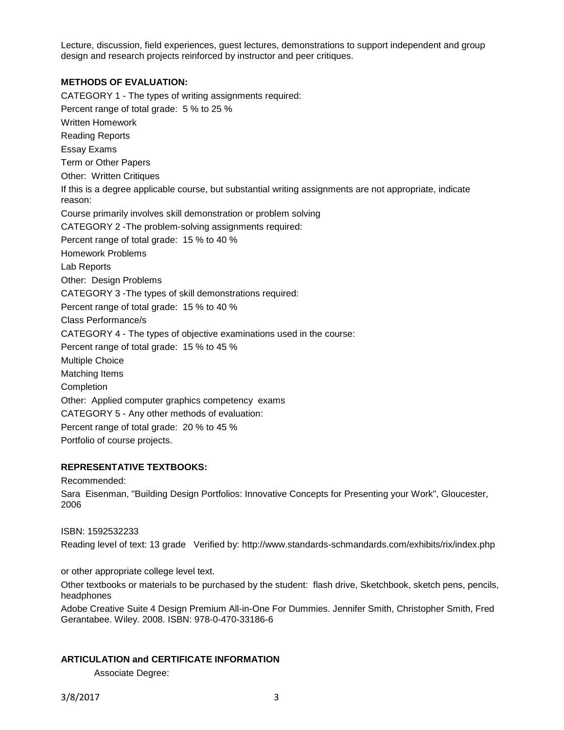Lecture, discussion, field experiences, guest lectures, demonstrations to support independent and group design and research projects reinforced by instructor and peer critiques.

**METHODS OF EVALUATION:**

CATEGORY 1 - The types of writing assignments required:

Percent range of total grade: 5 % to 25 %

Written Homework

Reading Reports

Essay Exams

Term or Other Papers

Other: Written Critiques

If this is a degree applicable course, but substantial writing assignments are not appropriate, indicate reason:

Course primarily involves skill demonstration or problem solving

CATEGORY 2 -The problem-solving assignments required:

Percent range of total grade: 15 % to 40 %

Homework Problems

Lab Reports

Other: Design Problems

CATEGORY 3 -The types of skill demonstrations required:

Percent range of total grade: 15 % to 40 %

Class Performance/s

CATEGORY 4 - The types of objective examinations used in the course:

Percent range of total grade: 15 % to 45 %

Multiple Choice

Matching Items

Completion

Other: Applied computer graphics competency exams

CATEGORY 5 - Any other methods of evaluation:

Percent range of total grade: 20 % to 45 %

Portfolio of course projects.

**REPRESENTATIVE TEXTBOOKS:**

Recommended:

Sara Eisenman, "Building Design Portfolios: Innovative Concepts for Presenting your Work", Gloucester, 2006

ISBN: 1592532233

Reading level of text: 13 grade Verified by: http://www.standards-schmandards.com/exhibits/rix/index.php

or other appropriate college level text.

Other textbooks or materials to be purchased by the student: flash drive, Sketchbook, sketch pens, pencils, headphones

Adobe Creative Suite 4 Design Premium All-in-One For Dummies. Jennifer Smith, Christopher Smith, Fred Gerantabee. Wiley. 2008. ISBN: 978-0-470-33186-6

**ARTICULATION and CERTIFICATE INFORMATION**

Associate Degree: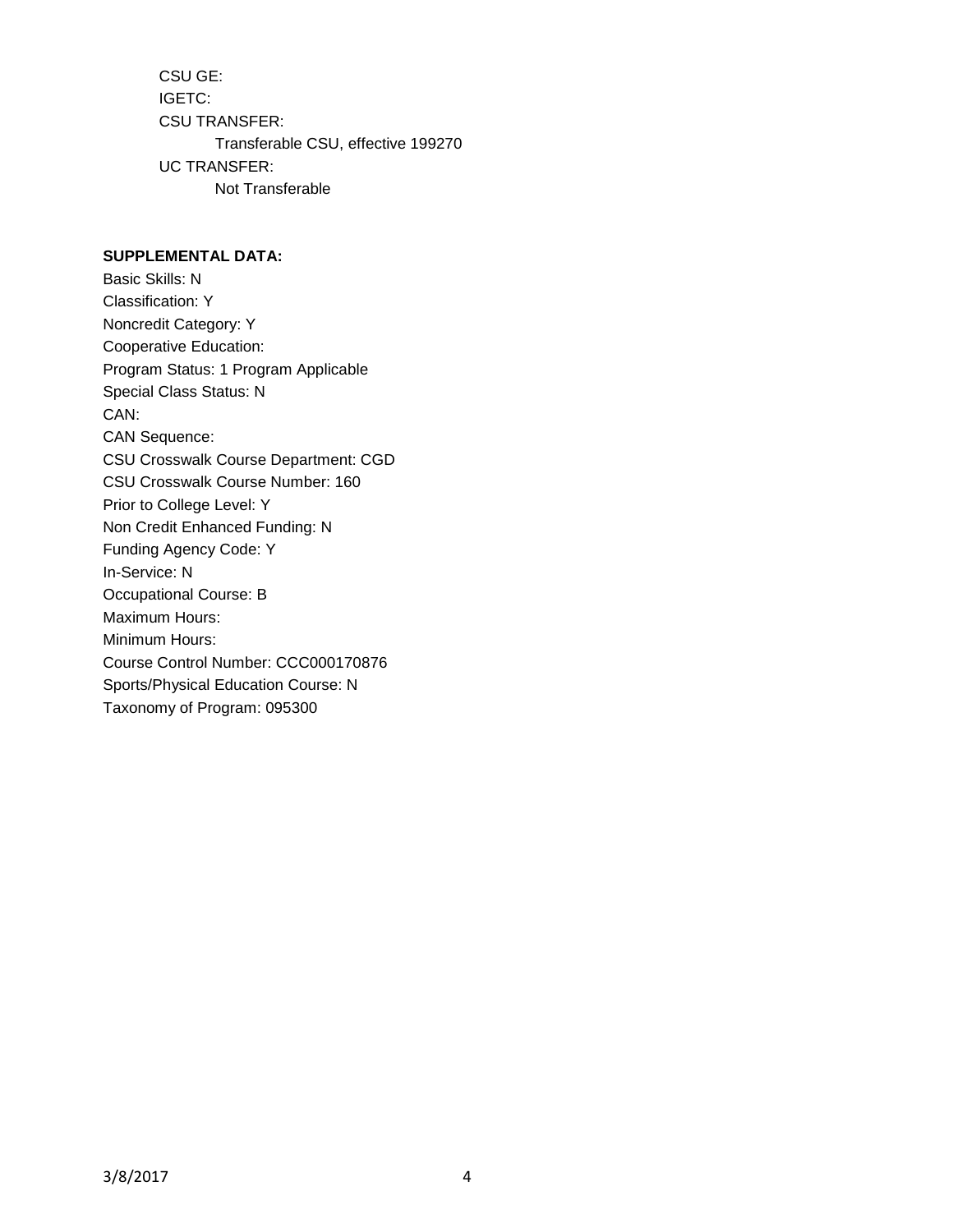CSU GE:

IGETC:

CSU TRANSFER:

Transferable CSU, effective 199270

UC TRANSFER:

Not Transferable

**SUPPLEMENTAL DATA:**

Basic Skills: N
Classification: Y
Noncredit Category: Y
Cooperative Education:
Program Status: 1 Program Applicable
Special Class Status: N
CAN:
CAN Sequence:
CSU Crosswalk Course Department: CGD
CSU Crosswalk Course Number: 160
Prior to College Level: Y
Non Credit Enhanced Funding: N
Funding Agency Code: Y
In-Service: N
Occupational Course: B
Maximum Hours:
Minimum Hours:
Course Control Number: CCC000170876
Sports/Physical Education Course: N
Taxonomy of Program: 095300